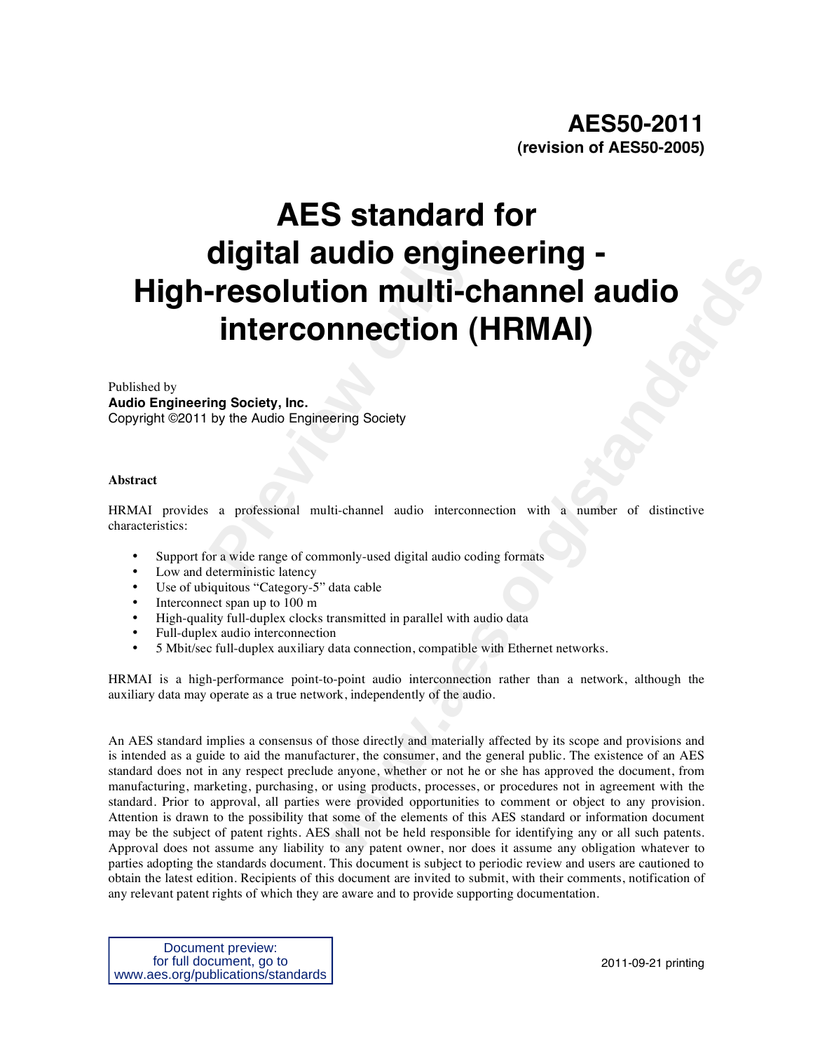**AES50-2011**
**(revision of AES50-2005)**

# AES standard for digital audio engineering - High-resolution multi-channel audio interconnection (HRMAI)

Published by
**Audio Engineering Society, Inc.**
Copyright ©2011 by the Audio Engineering Society

**Abstract**

HRMAI provides a professional multi-channel audio interconnection with a number of distinctive characteristics:

- Support for a wide range of commonly-used digital audio coding formats
- Low and deterministic latency
- Use of ubiquitous "Category-5" data cable
- Interconnect span up to 100 m
- High-quality full-duplex clocks transmitted in parallel with audio data
- Full-duplex audio interconnection
- 5 Mbit/sec full-duplex auxiliary data connection, compatible with Ethernet networks.

HRMAI is a high-performance point-to-point audio interconnection rather than a network, although the auxiliary data may operate as a true network, independently of the audio.

An AES standard implies a consensus of those directly and materially affected by its scope and provisions and is intended as a guide to aid the manufacturer, the consumer, and the general public. The existence of an AES standard does not in any respect preclude anyone, whether or not he or she has approved the document, from manufacturing, marketing, purchasing, or using products, processes, or procedures not in agreement with the standard. Prior to approval, all parties were provided opportunities to comment or object to any provision. Attention is drawn to the possibility that some of the elements of this AES standard or information document may be the subject of patent rights. AES shall not be held responsible for identifying any or all such patents. Approval does not assume any liability to any patent owner, nor does it assume any obligation whatever to parties adopting the standards document. This document is subject to periodic review and users are cautioned to obtain the latest edition. Recipients of this document are invited to submit, with their comments, notification of any relevant patent rights of which they are aware and to provide supporting documentation.

Document preview:
for full document, go to
www.aes.org/publications/standards

2011-09-21 printing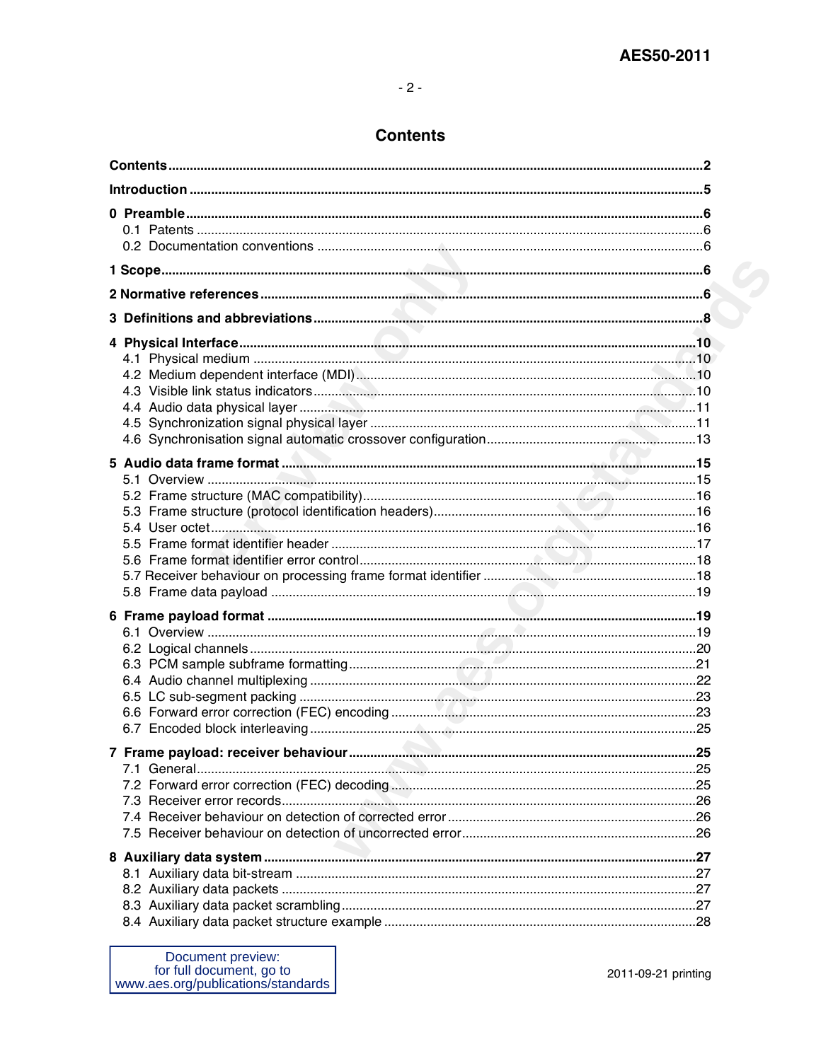# Contents

**Contents** .......... 2

**Introduction** .......... 5

**0 Preamble** .......... 6
- 0.1 Patents .......... 6
- 0.2 Documentation conventions .......... 6

**1 Scope** .......... 6

**2 Normative references** .......... 6

**3 Definitions and abbreviations** .......... 8

**4 Physical Interface** .......... 10
- 4.1 Physical medium .......... 10
- 4.2 Medium dependent interface (MDI) .......... 10
- 4.3 Visible link status indicators .......... 10
- 4.4 Audio data physical layer .......... 11
- 4.5 Synchronization signal physical layer .......... 11
- 4.6 Synchronisation signal automatic crossover configuration .......... 13

**5 Audio data frame format** .......... 15
- 5.1 Overview .......... 15
- 5.2 Frame structure (MAC compatibility) .......... 16
- 5.3 Frame structure (protocol identification headers) .......... 16
- 5.4 User octet .......... 16
- 5.5 Frame format identifier header .......... 17
- 5.6 Frame format identifier error control .......... 18
- 5.7 Receiver behaviour on processing frame format identifier .......... 18
- 5.8 Frame data payload .......... 19

**6 Frame payload format** .......... 19
- 6.1 Overview .......... 19
- 6.2 Logical channels .......... 20
- 6.3 PCM sample subframe formatting .......... 21
- 6.4 Audio channel multiplexing .......... 22
- 6.5 LC sub-segment packing .......... 23
- 6.6 Forward error correction (FEC) encoding .......... 23
- 6.7 Encoded block interleaving .......... 25

**7 Frame payload: receiver behaviour** .......... 25
- 7.1 General .......... 25
- 7.2 Forward error correction (FEC) decoding .......... 25
- 7.3 Receiver error records .......... 26
- 7.4 Receiver behaviour on detection of corrected error .......... 26
- 7.5 Receiver behaviour on detection of uncorrected error .......... 26

**8 Auxiliary data system** .......... 27
- 8.1 Auxiliary data bit-stream .......... 27
- 8.2 Auxiliary data packets .......... 27
- 8.3 Auxiliary data packet scrambling .......... 27
- 8.4 Auxiliary data packet structure example .......... 28

Document preview: for full document, go to www.aes.org/publications/standards

2011-09-21 printing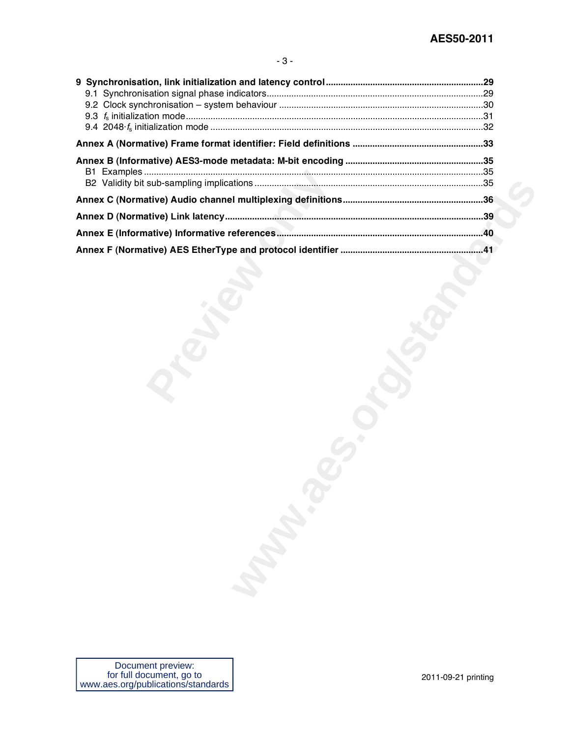**9 Synchronisation, link initialization and latency control** .......... 29

9.1 Synchronisation signal phase indicators .......... 29

9.2 Clock synchronisation – system behaviour .......... 30

9.3 $f_s$ initialization mode .......... 31

9.4 2048·$f_s$ initialization mode .......... 32

**Annex A (Normative) Frame format identifier: Field definitions** .......... 33

**Annex B (Informative) AES3-mode metadata: M-bit encoding** .......... 35

B1 Examples .......... 35

B2 Validity bit sub-sampling implications .......... 35

**Annex C (Normative) Audio channel multiplexing definitions** .......... 36

**Annex D (Normative) Link latency** .......... 39

**Annex E (Informative) Informative references** .......... 40

**Annex F (Normative) AES EtherType and protocol identifier** .......... 41

Document preview:
for full document, go to
www.aes.org/publications/standards

2011-09-21 printing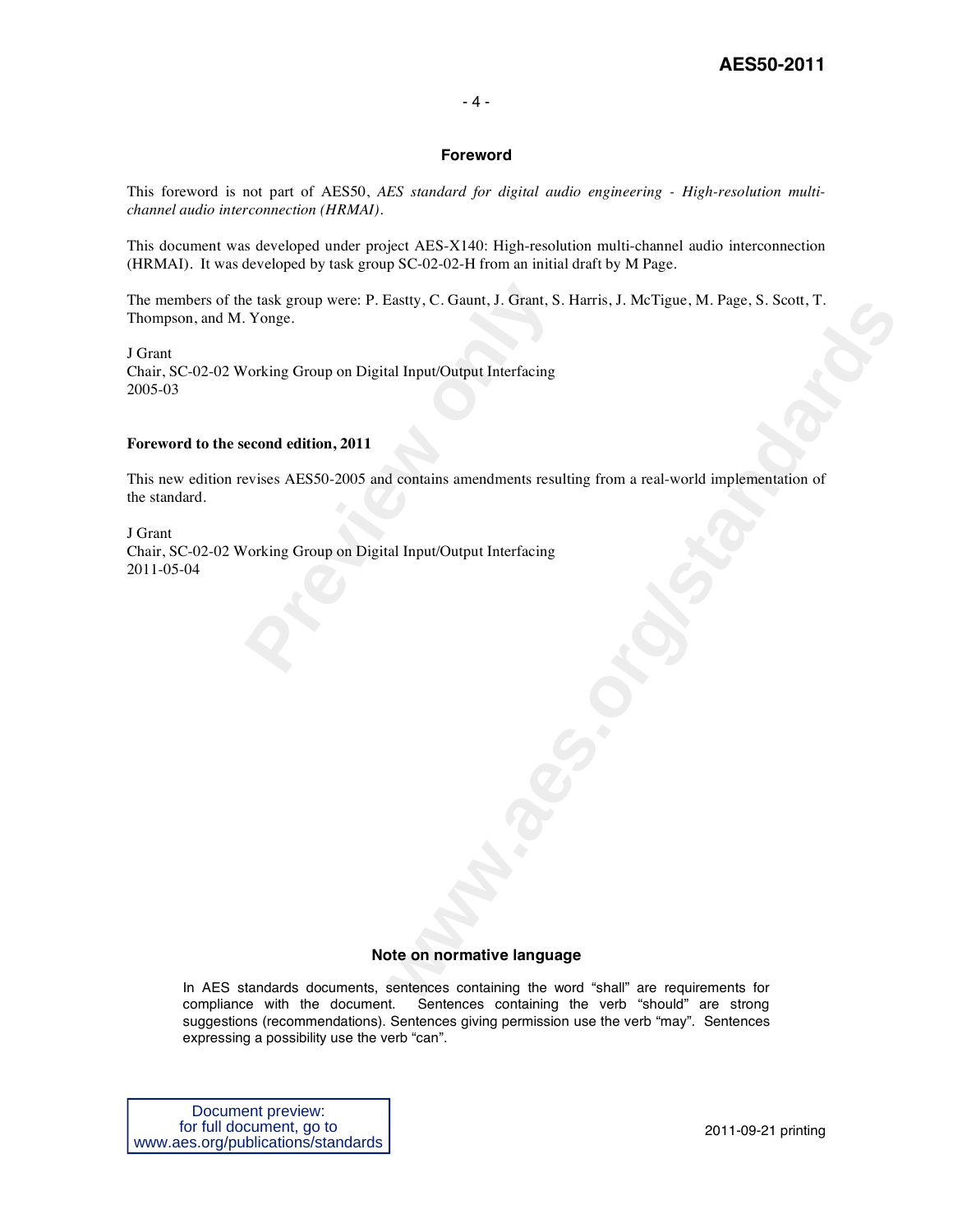## Foreword

This foreword is not part of AES50, *AES standard for digital audio engineering - High-resolution multi-channel audio interconnection (HRMAI).*

This document was developed under project AES-X140: High-resolution multi-channel audio interconnection (HRMAI). It was developed by task group SC-02-02-H from an initial draft by M Page.

The members of the task group were: P. Eastty, C. Gaunt, J. Grant, S. Harris, J. McTigue, M. Page, S. Scott, T. Thompson, and M. Yonge.

J Grant
Chair, SC-02-02 Working Group on Digital Input/Output Interfacing
2005-03

**Foreword to the second edition, 2011**

This new edition revises AES50-2005 and contains amendments resulting from a real-world implementation of the standard.

J Grant
Chair, SC-02-02 Working Group on Digital Input/Output Interfacing
2011-05-04

### Note on normative language

In AES standards documents, sentences containing the word "shall" are requirements for compliance with the document. Sentences containing the verb "should" are strong suggestions (recommendations). Sentences giving permission use the verb "may". Sentences expressing a possibility use the verb "can".

Document preview:
for full document, go to
www.aes.org/publications/standards

2011-09-21 printing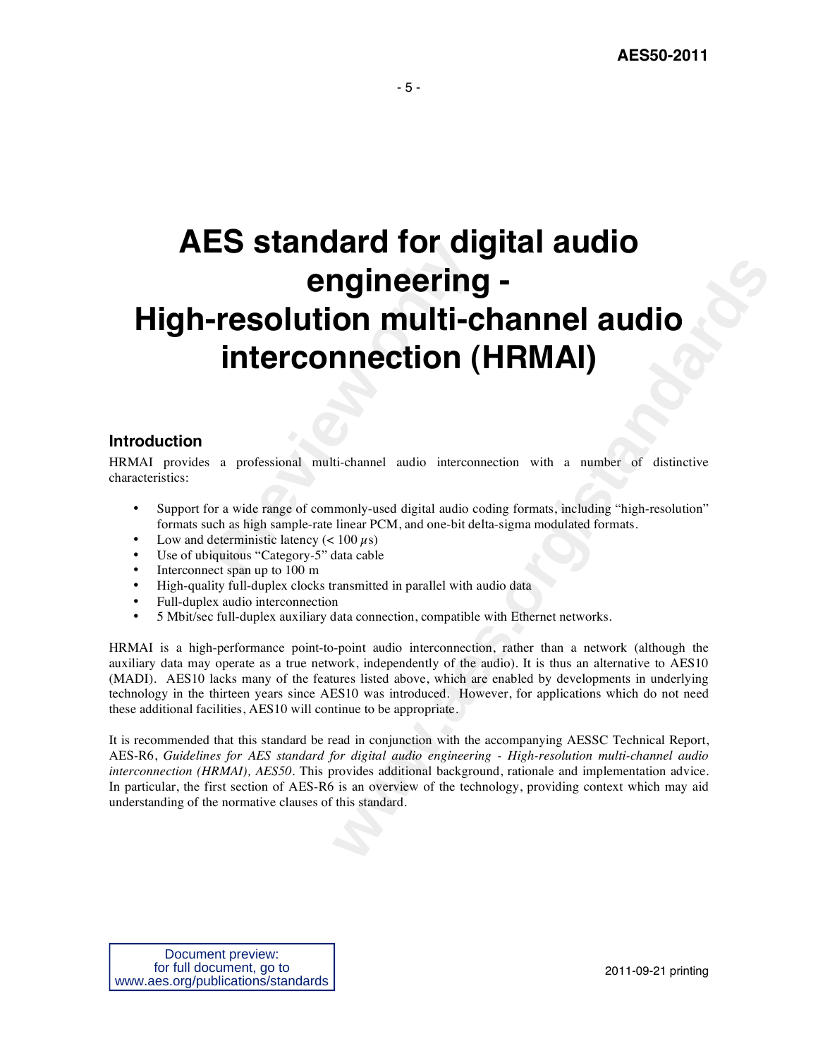# AES standard for digital audio engineering - High-resolution multi-channel audio interconnection (HRMAI)

## Introduction

HRMAI provides a professional multi-channel audio interconnection with a number of distinctive characteristics:

- Support for a wide range of commonly-used digital audio coding formats, including “high-resolution” formats such as high sample-rate linear PCM, and one-bit delta-sigma modulated formats.
- Low and deterministic latency (< 100 $\mu$s)
- Use of ubiquitous “Category-5” data cable
- Interconnect span up to 100 m
- High-quality full-duplex clocks transmitted in parallel with audio data
- Full-duplex audio interconnection
- 5 Mbit/sec full-duplex auxiliary data connection, compatible with Ethernet networks.

HRMAI is a high-performance point-to-point audio interconnection, rather than a network (although the auxiliary data may operate as a true network, independently of the audio). It is thus an alternative to AES10 (MADI). AES10 lacks many of the features listed above, which are enabled by developments in underlying technology in the thirteen years since AES10 was introduced. However, for applications which do not need these additional facilities, AES10 will continue to be appropriate.

It is recommended that this standard be read in conjunction with the accompanying AESSC Technical Report, AES-R6, *Guidelines for AES standard for digital audio engineering - High-resolution multi-channel audio interconnection (HRMAI), AES50*. This provides additional background, rationale and implementation advice. In particular, the first section of AES-R6 is an overview of the technology, providing context which may aid understanding of the normative clauses of this standard.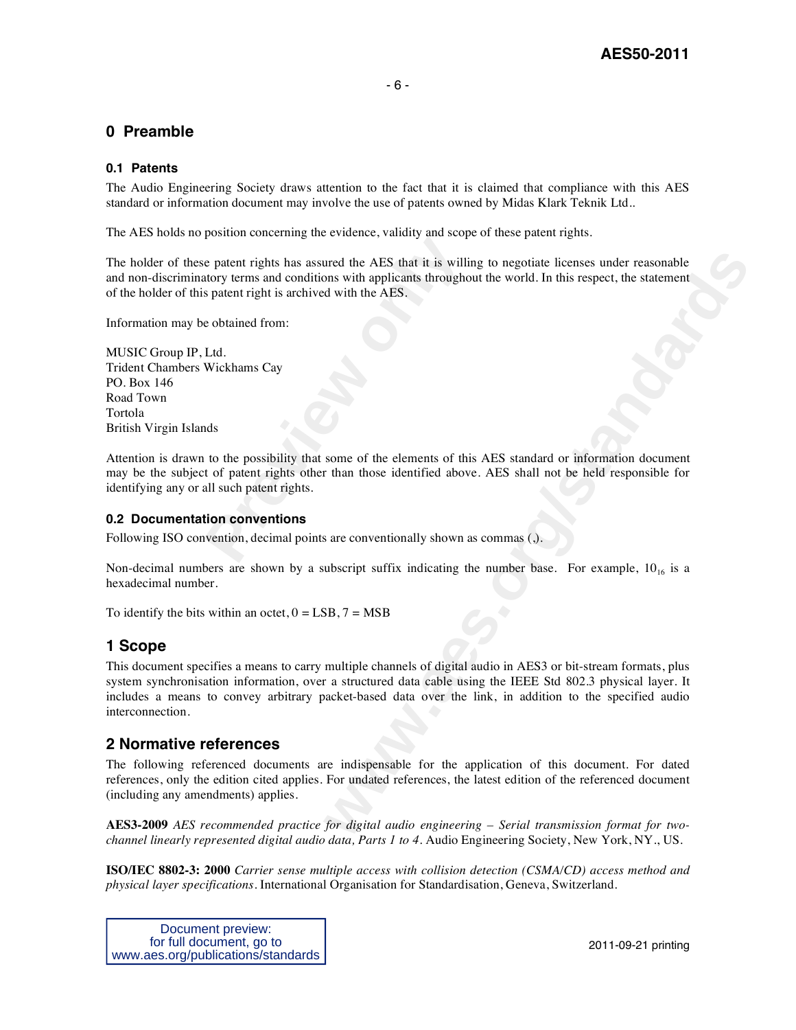# 0 Preamble

## 0.1 Patents

The Audio Engineering Society draws attention to the fact that it is claimed that compliance with this AES standard or information document may involve the use of patents owned by Midas Klark Teknik Ltd..

The AES holds no position concerning the evidence, validity and scope of these patent rights.

The holder of these patent rights has assured the AES that it is willing to negotiate licenses under reasonable and non-discriminatory terms and conditions with applicants throughout the world. In this respect, the statement of the holder of this patent right is archived with the AES.

Information may be obtained from:

MUSIC Group IP, Ltd.
Trident Chambers Wickhams Cay
PO. Box 146
Road Town
Tortola
British Virgin Islands

Attention is drawn to the possibility that some of the elements of this AES standard or information document may be the subject of patent rights other than those identified above. AES shall not be held responsible for identifying any or all such patent rights.

## 0.2 Documentation conventions

Following ISO convention, decimal points are conventionally shown as commas (,).

Non-decimal numbers are shown by a subscript suffix indicating the number base. For example, $10_{16}$ is a hexadecimal number.

To identify the bits within an octet, 0 = LSB, 7 = MSB

# 1 Scope

This document specifies a means to carry multiple channels of digital audio in AES3 or bit-stream formats, plus system synchronisation information, over a structured data cable using the IEEE Std 802.3 physical layer. It includes a means to convey arbitrary packet-based data over the link, in addition to the specified audio interconnection.

# 2 Normative references

The following referenced documents are indispensable for the application of this document. For dated references, only the edition cited applies. For undated references, the latest edition of the referenced document (including any amendments) applies.

**AES3-2009** *AES recommended practice for digital audio engineering – Serial transmission format for two-channel linearly represented digital audio data, Parts 1 to 4*. Audio Engineering Society, New York, NY., US.

**ISO/IEC 8802-3: 2000** *Carrier sense multiple access with collision detection (CSMA/CD) access method and physical layer specifications*. International Organisation for Standardisation, Geneva, Switzerland.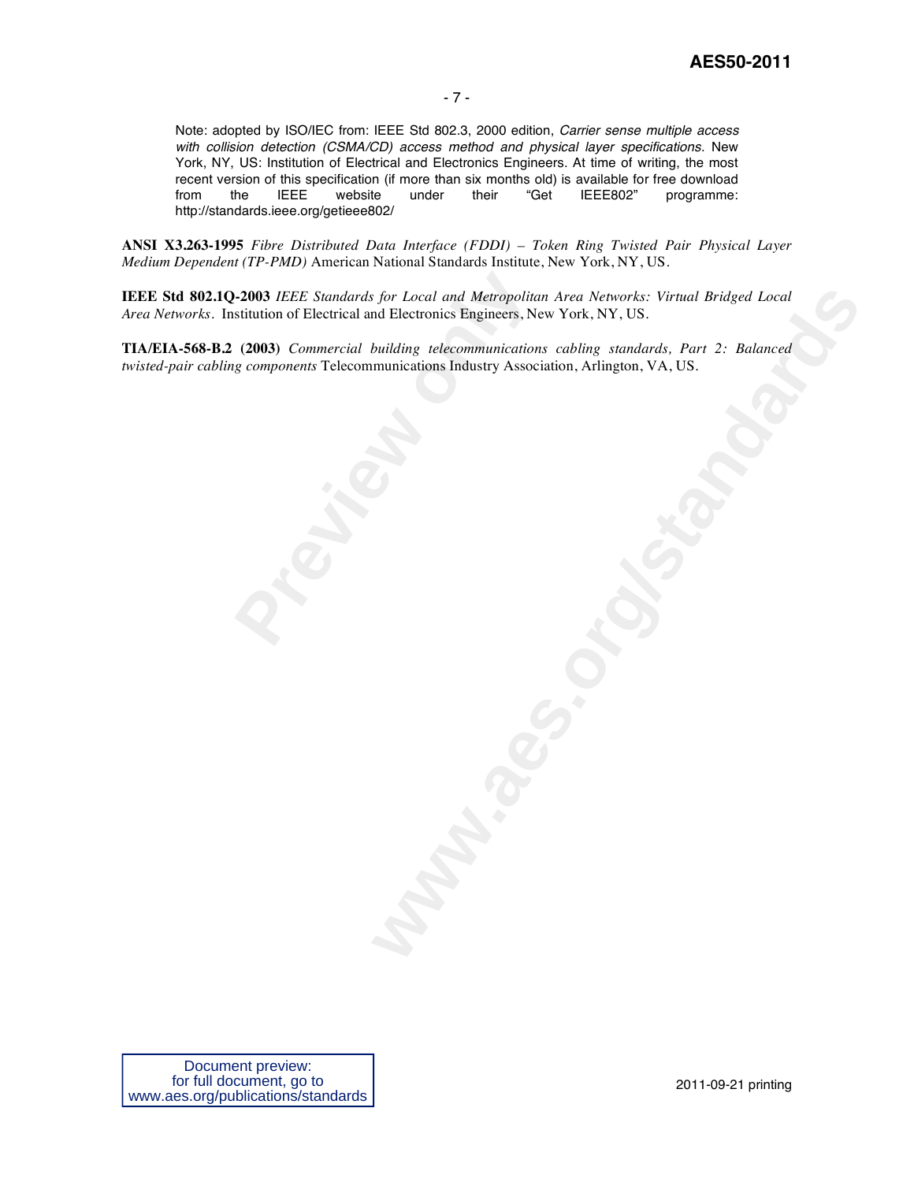Note: adopted by ISO/IEC from: IEEE Std 802.3, 2000 edition, *Carrier sense multiple access with collision detection (CSMA/CD) access method and physical layer specifications*. New York, NY, US: Institution of Electrical and Electronics Engineers. At time of writing, the most recent version of this specification (if more than six months old) is available for free download from the IEEE website under their "Get IEEE802" programme: http://standards.ieee.org/getieee802/

**ANSI X3.263-1995** *Fibre Distributed Data Interface (FDDI) – Token Ring Twisted Pair Physical Layer Medium Dependent (TP-PMD)* American National Standards Institute, New York, NY, US.

**IEEE Std 802.1Q-2003** *IEEE Standards for Local and Metropolitan Area Networks: Virtual Bridged Local Area Networks*. Institution of Electrical and Electronics Engineers, New York, NY, US.

**TIA/EIA-568-B.2 (2003)** *Commercial building telecommunications cabling standards, Part 2: Balanced twisted-pair cabling components* Telecommunications Industry Association, Arlington, VA, US.